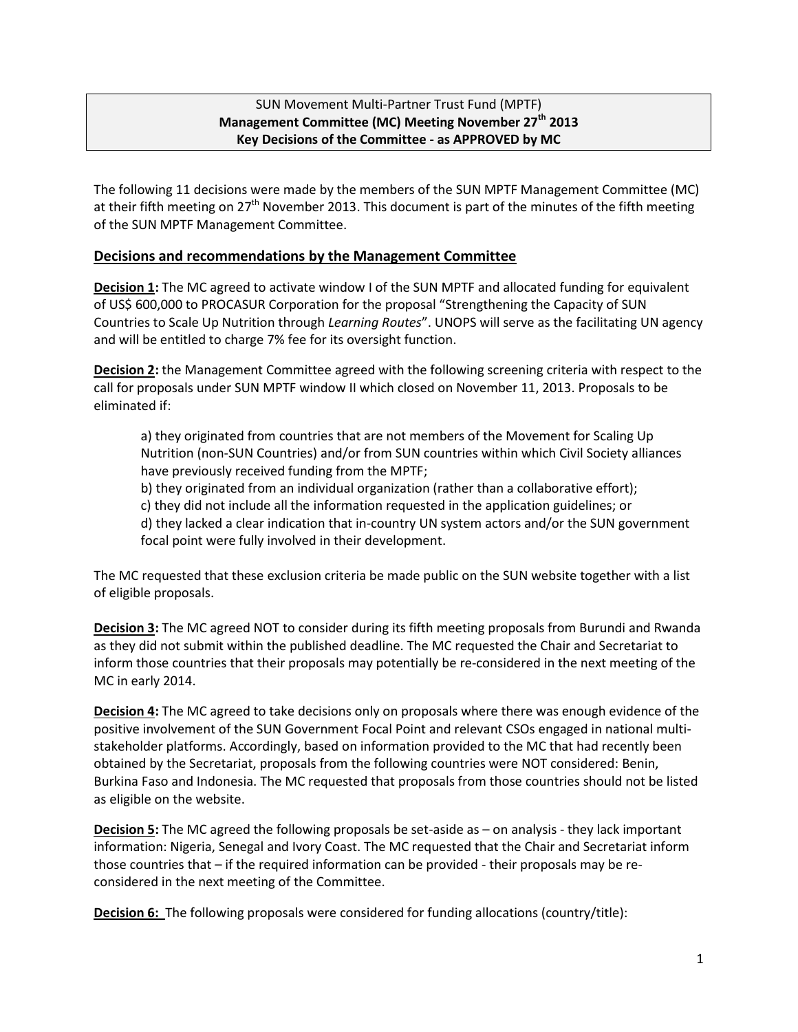SUN Movement Multi-Partner Trust Fund (MPTF)
**Management Committee (MC) Meeting November 27th 2013**
**Key Decisions of the Committee - as APPROVED by MC**

The following 11 decisions were made by the members of the SUN MPTF Management Committee (MC) at their fifth meeting on 27th November 2013. This document is part of the minutes of the fifth meeting of the SUN MPTF Management Committee.

## Decisions and recommendations by the Management Committee

**Decision 1:** The MC agreed to activate window I of the SUN MPTF and allocated funding for equivalent of US$ 600,000 to PROCASUR Corporation for the proposal "Strengthening the Capacity of SUN Countries to Scale Up Nutrition through *Learning Routes*". UNOPS will serve as the facilitating UN agency and will be entitled to charge 7% fee for its oversight function.

**Decision 2:** the Management Committee agreed with the following screening criteria with respect to the call for proposals under SUN MPTF window II which closed on November 11, 2013. Proposals to be eliminated if:

> a) they originated from countries that are not members of the Movement for Scaling Up Nutrition (non-SUN Countries) and/or from SUN countries within which Civil Society alliances have previously received funding from the MPTF;
> b) they originated from an individual organization (rather than a collaborative effort);
> c) they did not include all the information requested in the application guidelines; or
> d) they lacked a clear indication that in-country UN system actors and/or the SUN government focal point were fully involved in their development.

The MC requested that these exclusion criteria be made public on the SUN website together with a list of eligible proposals.

**Decision 3:** The MC agreed NOT to consider during its fifth meeting proposals from Burundi and Rwanda as they did not submit within the published deadline. The MC requested the Chair and Secretariat to inform those countries that their proposals may potentially be re-considered in the next meeting of the MC in early 2014.

**Decision 4:** The MC agreed to take decisions only on proposals where there was enough evidence of the positive involvement of the SUN Government Focal Point and relevant CSOs engaged in national multi-stakeholder platforms. Accordingly, based on information provided to the MC that had recently been obtained by the Secretariat, proposals from the following countries were NOT considered: Benin, Burkina Faso and Indonesia. The MC requested that proposals from those countries should not be listed as eligible on the website.

**Decision 5:** The MC agreed the following proposals be set-aside as – on analysis - they lack important information: Nigeria, Senegal and Ivory Coast. The MC requested that the Chair and Secretariat inform those countries that – if the required information can be provided - their proposals may be re-considered in the next meeting of the Committee.

**Decision 6:** The following proposals were considered for funding allocations (country/title):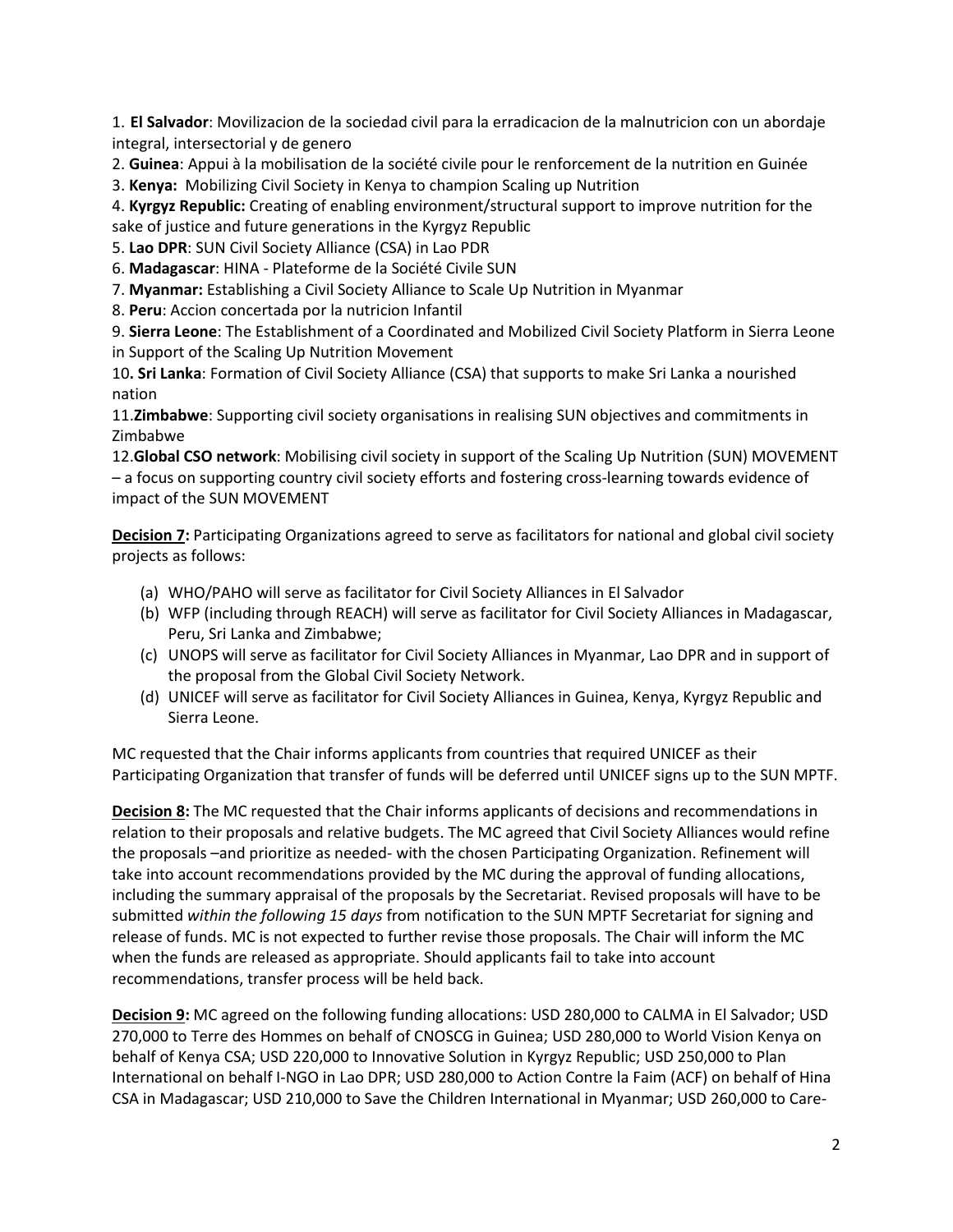1. **El Salvador**: Movilizacion de la sociedad civil para la erradicacion de la malnutricion con un abordaje integral, intersectorial y de genero
2. **Guinea**: Appui à la mobilisation de la société civile pour le renforcement de la nutrition en Guinée
3. **Kenya:** Mobilizing Civil Society in Kenya to champion Scaling up Nutrition
4. **Kyrgyz Republic:** Creating of enabling environment/structural support to improve nutrition for the sake of justice and future generations in the Kyrgyz Republic
5. **Lao DPR**: SUN Civil Society Alliance (CSA) in Lao PDR
6. **Madagascar**: HINA - Plateforme de la Société Civile SUN
7. **Myanmar:** Establishing a Civil Society Alliance to Scale Up Nutrition in Myanmar
8. **Peru**: Accion concertada por la nutricion Infantil
9. **Sierra Leone**: The Establishment of a Coordinated and Mobilized Civil Society Platform in Sierra Leone in Support of the Scaling Up Nutrition Movement
10. **Sri Lanka**: Formation of Civil Society Alliance (CSA) that supports to make Sri Lanka a nourished nation
11. **Zimbabwe**: Supporting civil society organisations in realising SUN objectives and commitments in Zimbabwe
12. **Global CSO network**: Mobilising civil society in support of the Scaling Up Nutrition (SUN) MOVEMENT – a focus on supporting country civil society efforts and fostering cross-learning towards evidence of impact of the SUN MOVEMENT

**Decision 7:** Participating Organizations agreed to serve as facilitators for national and global civil society projects as follows:

(a) WHO/PAHO will serve as facilitator for Civil Society Alliances in El Salvador
(b) WFP (including through REACH) will serve as facilitator for Civil Society Alliances in Madagascar, Peru, Sri Lanka and Zimbabwe;
(c) UNOPS will serve as facilitator for Civil Society Alliances in Myanmar, Lao DPR and in support of the proposal from the Global Civil Society Network.
(d) UNICEF will serve as facilitator for Civil Society Alliances in Guinea, Kenya, Kyrgyz Republic and Sierra Leone.

MC requested that the Chair informs applicants from countries that required UNICEF as their Participating Organization that transfer of funds will be deferred until UNICEF signs up to the SUN MPTF.

**Decision 8:** The MC requested that the Chair informs applicants of decisions and recommendations in relation to their proposals and relative budgets. The MC agreed that Civil Society Alliances would refine the proposals –and prioritize as needed- with the chosen Participating Organization. Refinement will take into account recommendations provided by the MC during the approval of funding allocations, including the summary appraisal of the proposals by the Secretariat. Revised proposals will have to be submitted *within the following 15 days* from notification to the SUN MPTF Secretariat for signing and release of funds. MC is not expected to further revise those proposals. The Chair will inform the MC when the funds are released as appropriate. Should applicants fail to take into account recommendations, transfer process will be held back.

**Decision 9:** MC agreed on the following funding allocations: USD 280,000 to CALMA in El Salvador; USD 270,000 to Terre des Hommes on behalf of CNOSCG in Guinea; USD 280,000 to World Vision Kenya on behalf of Kenya CSA; USD 220,000 to Innovative Solution in Kyrgyz Republic; USD 250,000 to Plan International on behalf I-NGO in Lao DPR; USD 280,000 to Action Contre la Faim (ACF) on behalf of Hina CSA in Madagascar; USD 210,000 to Save the Children International in Myanmar; USD 260,000 to Care-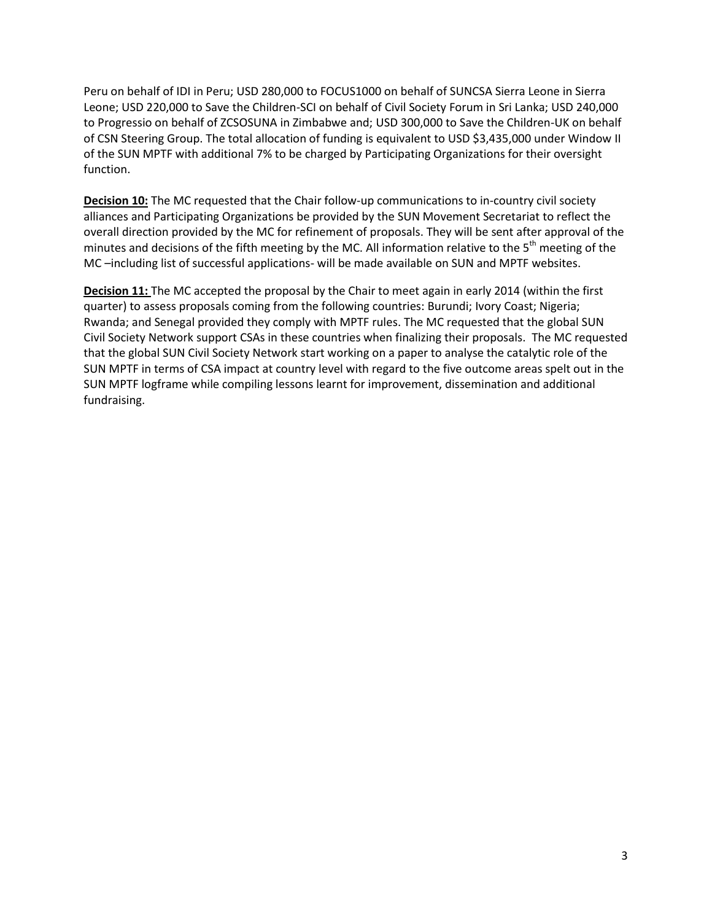Peru on behalf of IDI in Peru; USD 280,000 to FOCUS1000 on behalf of SUNCSA Sierra Leone in Sierra Leone; USD 220,000 to Save the Children-SCI on behalf of Civil Society Forum in Sri Lanka; USD 240,000 to Progressio on behalf of ZCSOSUNA in Zimbabwe and; USD 300,000 to Save the Children-UK on behalf of CSN Steering Group. The total allocation of funding is equivalent to USD $3,435,000 under Window II of the SUN MPTF with additional 7% to be charged by Participating Organizations for their oversight function.

**Decision 10:** The MC requested that the Chair follow-up communications to in-country civil society alliances and Participating Organizations be provided by the SUN Movement Secretariat to reflect the overall direction provided by the MC for refinement of proposals. They will be sent after approval of the minutes and decisions of the fifth meeting by the MC. All information relative to the 5th meeting of the MC –including list of successful applications- will be made available on SUN and MPTF websites.

**Decision 11:** The MC accepted the proposal by the Chair to meet again in early 2014 (within the first quarter) to assess proposals coming from the following countries: Burundi; Ivory Coast; Nigeria; Rwanda; and Senegal provided they comply with MPTF rules. The MC requested that the global SUN Civil Society Network support CSAs in these countries when finalizing their proposals. The MC requested that the global SUN Civil Society Network start working on a paper to analyse the catalytic role of the SUN MPTF in terms of CSA impact at country level with regard to the five outcome areas spelt out in the SUN MPTF logframe while compiling lessons learnt for improvement, dissemination and additional fundraising.